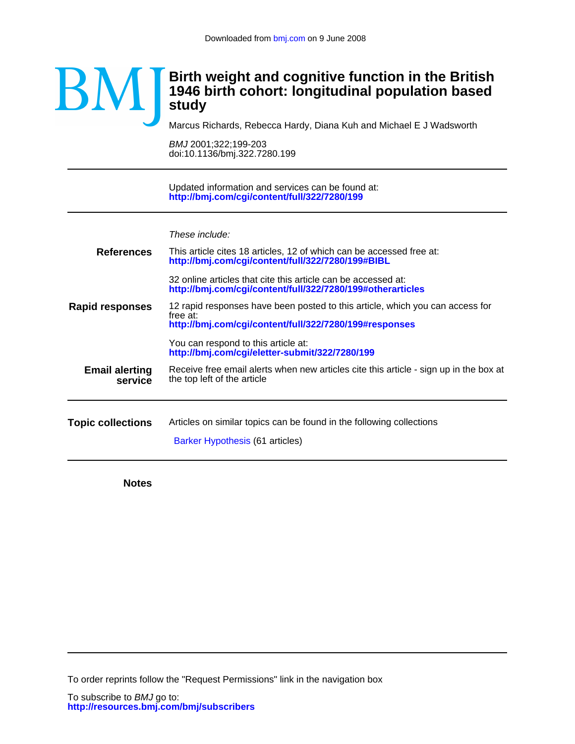Downloaded from bmj.com on 9 June 2008

# Birth weight and cognitive function in the British 1946 birth cohort: longitudinal population based study

Marcus Richards, Rebecca Hardy, Diana Kuh and Michael E J Wadsworth

*BMJ* 2001;322;199-203
doi:10.1136/bmj.322.7280.199

---

Updated information and services can be found at:
**http://bmj.com/cgi/content/full/322/7280/199**

---

*These include:*

**References**

This article cites 18 articles, 12 of which can be accessed free at:
**http://bmj.com/cgi/content/full/322/7280/199#BIBL**

32 online articles that cite this article can be accessed at:
**http://bmj.com/cgi/content/full/322/7280/199#otherarticles**

**Rapid responses**

12 rapid responses have been posted to this article, which you can access for free at:
**http://bmj.com/cgi/content/full/322/7280/199#responses**

You can respond to this article at:
**http://bmj.com/cgi/eletter-submit/322/7280/199**

**Email alerting service**

Receive free email alerts when new articles cite this article - sign up in the box at the top left of the article

---

**Topic collections**

Articles on similar topics can be found in the following collections

Barker Hypothesis (61 articles)

---

**Notes**

---

To order reprints follow the "Request Permissions" link in the navigation box

To subscribe to *BMJ* go to:
**http://resources.bmj.com/bmj/subscribers**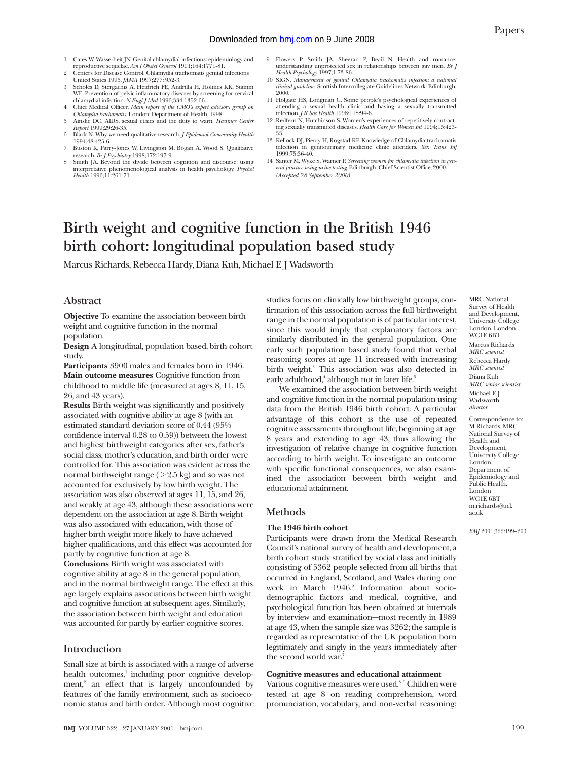1. Cates W, Wasserheit JN. Genital chlamydial infections: epidemiology and reproductive sequelae. *Am J Obstet Gynecol* 1991;164:1771-81.
2. Centers for Disease Control. Chlamydia trachomatis genital infections—United States 1995. *JAMA* 1997;277: 952-3.
3. Scholes D, Stergachis A, Heidrich FE, Andrilla H, Holmes KK, Stamm WE. Prevention of pelvic inflammatory diseases by screening for cervical chlamydial infection. *N Engl J Med* 1996;334:1352-66.
4. Chief Medical Officer. *Main report of the CMO's expert advisory group on Chlamydia trachomatis.* London: Department of Health, 1998.
5. Ainslie DC. AIDS, sexual ethics and the duty to warn. *Hastings Center Report* 1999;29:26-35.
6. Black N. Why we need qualitative research. *J Epidemiol Community Health* 1994;48:425-6.
7. Buston K, Parry-Jones W, Livingston M, Bogan A, Wood S. Qualitative research. *Br J Psychiatry* 1998;172:197-9.
8. Smith JA. Beyond the divide between cognition and discourse: using interpretative phenomenological analysis in health psychology. *Psychol Health* 1996;11:261-71.
9. Flowers P, Smith JA, Sheeran P, Beail N. Health and romance: understanding unprotected sex in relationships between gay men. *Br J Health Psychology* 1997;1:73-86.
10. SIGN. *Management of genital Chlamydia trachomatis infection: a national clinical guideline.* Scottish Intercollegiate Guidelines Network: Edinburgh, 2000.
11. Holgate HS, Longman C. Some people's psychological experiences of attending a sexual health clinic and having a sexually transmitted infection. *J R Soc Health* 1998;118:94-6.
12. Redfern N, Hutchinson S. Women's experiences of repetitively contracting sexually transmitted diseases. *Health Care for Women Int* 1994;15:423-33.
13. Kellock DJ, Piercy H, Rogstad KF. Knowledge of Chlamydia trachomatis infection in genitourinary medicine clinic attenders. *Sex Trans Inf* 1999;75:36-40.
14. Santer M, Wyke S, Warner P. *Screening women for chlamydia infection in general practice using urine testing.* Edinburgh: Chief Scientist Office, 2000.

*(Accepted 28 September 2000)*

# Birth weight and cognitive function in the British 1946 birth cohort: longitudinal population based study

Marcus Richards, Rebecca Hardy, Diana Kuh, Michael E J Wadsworth

MRC National Survey of Health and Development, University College London, London WC1E 6BT
Marcus Richards *MRC scientist*
Rebecca Hardy *MRC scientist*
Diana Kuh *MRC senior scientist*
Michael E J Wadsworth *director*

Correspondence to: M Richards, MRC National Survey of Health and Development, University College London, Department of Epidemiology and Public Health, London WC1E 6BT m.richards@ucl.ac.uk

*BMJ* 2001;322:199–203

## Abstract

**Objective** To examine the association between birth weight and cognitive function in the normal population.

**Design** A longitudinal, population based, birth cohort study.

**Participants** 3900 males and females born in 1946.

**Main outcome measures** Cognitive function from childhood to middle life (measured at ages 8, 11, 15, 26, and 43 years).

**Results** Birth weight was significantly and positively associated with cognitive ability at age 8 (with an estimated standard deviation score of 0.44 (95% confidence interval 0.28 to 0.59)) between the lowest and highest birthweight categories after sex, father's social class, mother's education, and birth order were controlled for. This association was evident across the normal birthweight range (>2.5 kg) and so was not accounted for exclusively by low birth weight. The association was also observed at ages 11, 15, and 26, and weakly at age 43, although these associations were dependent on the association at age 8. Birth weight was also associated with education, with those of higher birth weight more likely to have achieved higher qualifications, and this effect was accounted for partly by cognitive function at age 8.

**Conclusions** Birth weight was associated with cognitive ability at age 8 in the general population, and in the normal birthweight range. The effect at this age largely explains associations between birth weight and cognitive function at subsequent ages. Similarly, the association between birth weight and education was accounted for partly by earlier cognitive scores.

## Introduction

Small size at birth is associated with a range of adverse health outcomes,[1] including poor cognitive development,[2] an effect that is largely unconfounded by features of the family environment, such as socioeconomic status and birth order. Although most cognitive studies focus on clinically low birthweight groups, confirmation of this association across the full birthweight range in the normal population is of particular interest, since this would imply that explanatory factors are similarly distributed in the general population. One early such population based study found that verbal reasoning scores at age 11 increased with increasing birth weight.[3] This association was also detected in early adulthood,[4] although not in later life.[5]

We examined the association between birth weight and cognitive function in the normal population using data from the British 1946 birth cohort. A particular advantage of this cohort is the use of repeated cognitive assessments throughout life, beginning at age 8 years and extending to age 43, thus allowing the investigation of relative change in cognitive function according to birth weight. To investigate an outcome with specific functional consequences, we also examined the association between birth weight and educational attainment.

## Methods

### The 1946 birth cohort

Participants were drawn from the Medical Research Council's national survey of health and development, a birth cohort study stratified by social class and initially consisting of 5362 people selected from all births that occurred in England, Scotland, and Wales during one week in March 1946.[6] Information about sociodemographic factors and medical, cognitive, and psychological function has been obtained at intervals by interview and examination—most recently in 1989 at age 43, when the sample size was 3262; the sample is regarded as representative of the UK population born legitimately and singly in the years immediately after the second world war.[7]

### Cognitive measures and educational attainment

Various cognitive measures were used.[8,9] Children were tested at age 8 on reading comprehension, word pronunciation, vocabulary, and non-verbal reasoning;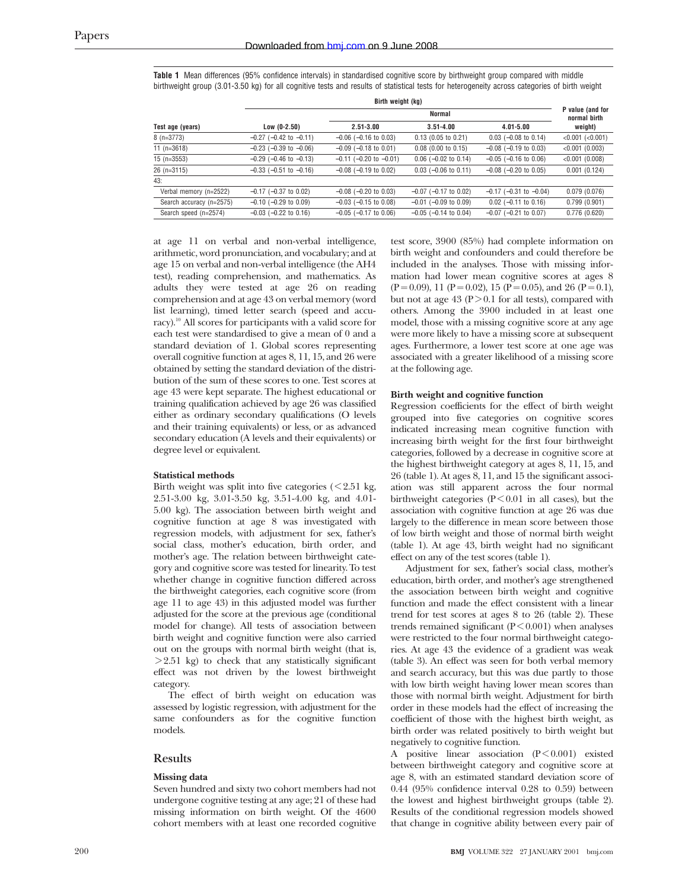**Table 1** Mean differences (95% confidence intervals) in standardised cognitive score by birthweight group compared with middle birthweight group (3.01-3.50 kg) for all cognitive tests and results of statistical tests for heterogeneity across categories of birth weight

| Test age (years) | Birth weight (kg) | | | | P value (and for normal birth weight) |
|---|---|---|---|---|---|
| | Low (0-2.50) | Normal | | | |
| | | 2.51-3.00 | 3.51-4.00 | 4.01-5.00 | |
| 8 (n=3773) | −0.27 (−0.42 to −0.11) | −0.06 (−0.16 to 0.03) | 0.13 (0.05 to 0.21) | 0.03 (−0.08 to 0.14) | <0.001 (<0.001) |
| 11 (n=3618) | −0.23 (−0.39 to −0.06) | −0.09 (−0.18 to 0.01) | 0.08 (0.00 to 0.15) | −0.08 (−0.19 to 0.03) | <0.001 (0.003) |
| 15 (n=3553) | −0.29 (−0.46 to −0.13) | −0.11 (−0.20 to −0.01) | 0.06 (−0.02 to 0.14) | −0.05 (−0.16 to 0.06) | <0.001 (0.008) |
| 26 (n=3115) | −0.33 (−0.51 to −0.16) | −0.08 (−0.19 to 0.02) | 0.03 (−0.06 to 0.11) | −0.08 (−0.20 to 0.05) | 0.001 (0.124) |
| 43: | | | | | |
| Verbal memory (n=2522) | −0.17 (−0.37 to 0.02) | −0.08 (−0.20 to 0.03) | −0.07 (−0.17 to 0.02) | −0.17 (−0.31 to −0.04) | 0.079 (0.076) |
| Search accuracy (n=2575) | −0.10 (−0.29 to 0.09) | −0.03 (−0.15 to 0.08) | −0.01 (−0.09 to 0.09) | 0.02 (−0.11 to 0.16) | 0.799 (0.901) |
| Search speed (n=2574) | −0.03 (−0.22 to 0.16) | −0.05 (−0.17 to 0.06) | −0.05 (−0.14 to 0.04) | −0.07 (−0.21 to 0.07) | 0.776 (0.620) |

at age 11 on verbal and non-verbal intelligence, arithmetic, word pronunciation, and vocabulary; and at age 15 on verbal and non-verbal intelligence (the AH4 test), reading comprehension, and mathematics. As adults they were tested at age 26 on reading comprehension and at age 43 on verbal memory (word list learning), timed letter search (speed and accuracy).[10] All scores for participants with a valid score for each test were standardised to give a mean of 0 and a standard deviation of 1. Global scores representing overall cognitive function at ages 8, 11, 15, and 26 were obtained by setting the standard deviation of the distribution of the sum of these scores to one. Test scores at age 43 were kept separate. The highest educational or training qualification achieved by age 26 was classified either as ordinary secondary qualifications (O levels and their training equivalents) or less, or as advanced secondary education (A levels and their equivalents) or degree level or equivalent.

#### Statistical methods

Birth weight was split into five categories (<2.51 kg, 2.51-3.00 kg, 3.01-3.50 kg, 3.51-4.00 kg, and 4.01-5.00 kg). The association between birth weight and cognitive function at age 8 was investigated with regression models, with adjustment for sex, father's social class, mother's education, birth order, and mother's age. The relation between birthweight category and cognitive score was tested for linearity. To test whether change in cognitive function differed across the birthweight categories, each cognitive score (from age 11 to age 43) in this adjusted model was further adjusted for the score at the previous age (conditional model for change). All tests of association between birth weight and cognitive function were also carried out on the groups with normal birth weight (that is, >2.51 kg) to check that any statistically significant effect was not driven by the lowest birthweight category.

The effect of birth weight on education was assessed by logistic regression, with adjustment for the same confounders as for the cognitive function models.

## Results

#### Missing data

Seven hundred and sixty two cohort members had not undergone cognitive testing at any age; 21 of these had missing information on birth weight. Of the 4600 cohort members with at least one recorded cognitive test score, 3900 (85%) had complete information on birth weight and confounders and could therefore be included in the analyses. Those with missing information had lower mean cognitive scores at ages 8 ($P=0.09$), 11 ($P=0.02$), 15 ($P=0.05$), and 26 ($P=0.1$), but not at age 43 ($P>0.1$ for all tests), compared with others. Among the 3900 included in at least one model, those with a missing cognitive score at any age were more likely to have a missing score at subsequent ages. Furthermore, a lower test score at one age was associated with a greater likelihood of a missing score at the following age.

#### Birth weight and cognitive function

Regression coefficients for the effect of birth weight grouped into five categories on cognitive scores indicated increasing mean cognitive function with increasing birth weight for the first four birthweight categories, followed by a decrease in cognitive score at the highest birthweight category at ages 8, 11, 15, and 26 (table 1). At ages 8, 11, and 15 the significant association was still apparent across the four normal birthweight categories ($P<0.01$ in all cases), but the association with cognitive function at age 26 was due largely to the difference in mean score between those of low birth weight and those of normal birth weight (table 1). At age 43, birth weight had no significant effect on any of the test scores (table 1).

Adjustment for sex, father's social class, mother's education, birth order, and mother's age strengthened the association between birth weight and cognitive function and made the effect consistent with a linear trend for test scores at ages 8 to 26 (table 2). These trends remained significant ($P<0.001$) when analyses were restricted to the four normal birthweight categories. At age 43 the evidence of a gradient was weak (table 3). An effect was seen for both verbal memory and search accuracy, but this was due partly to those with low birth weight having lower mean scores than those with normal birth weight. Adjustment for birth order in these models had the effect of increasing the coefficient of those with the highest birth weight, as birth order was related positively to birth weight but negatively to cognitive function.

A positive linear association ($P<0.001$) existed between birthweight category and cognitive score at age 8, with an estimated standard deviation score of 0.44 (95% confidence interval 0.28 to 0.59) between the lowest and highest birthweight groups (table 2). Results of the conditional regression models showed that change in cognitive ability between every pair of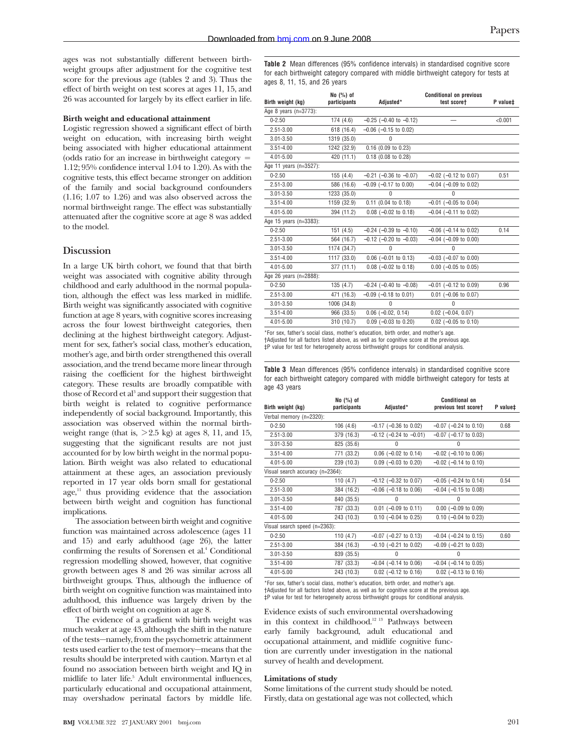ages was not substantially different between birthweight groups after adjustment for the cognitive test score for the previous age (tables 2 and 3). Thus the effect of birth weight on test scores at ages 11, 15, and 26 was accounted for largely by its effect earlier in life.

**Birth weight and educational attainment**

Logistic regression showed a significant effect of birth weight on education, with increasing birth weight being associated with higher educational attainment (odds ratio for an increase in birthweight category = 1.12; 95% confidence interval 1.04 to 1.20). As with the cognitive tests, this effect became stronger on addition of the family and social background confounders (1.16; 1.07 to 1.26) and was also observed across the normal birthweight range. The effect was substantially attenuated after the cognitive score at age 8 was added to the model.

## Discussion

In a large UK birth cohort, we found that that birth weight was associated with cognitive ability through childhood and early adulthood in the normal population, although the effect was less marked in midlife. Birth weight was significantly associated with cognitive function at age 8 years, with cognitive scores increasing across the four lowest birthweight categories, then declining at the highest birthweight category. Adjustment for sex, father's social class, mother's education, mother's age, and birth order strengthened this overall association, and the trend became more linear through raising the coefficient for the highest birthweight category. These results are broadly compatible with those of Record et al[3] and support their suggestion that birth weight is related to cognitive performance independently of social background. Importantly, this association was observed within the normal birthweight range (that is, >2.5 kg) at ages 8, 11, and 15, suggesting that the significant results are not just accounted for by low birth weight in the normal population. Birth weight was also related to educational attainment at these ages, an association previously reported in 17 year olds born small for gestational age,[11] thus providing evidence that the association between birth weight and cognition has functional implications.

The association between birth weight and cognitive function was maintained across adolescence (ages 11 and 15) and early adulthood (age 26), the latter confirming the results of Sorensen et al.[4] Conditional regression modelling showed, however, that cognitive growth between ages 8 and 26 was similar across all birthweight groups. Thus, although the influence of birth weight on cognitive function was maintained into adulthood, this influence was largely driven by the effect of birth weight on cognition at age 8.

The evidence of a gradient with birth weight was much weaker at age 43, although the shift in the nature of the tests—namely, from the psychometric attainment tests used earlier to the test of memory—means that the results should be interpreted with caution. Martyn et al found no association between birth weight and IQ in midlife to later life.[5] Adult environmental influences, particularly educational and occupational attainment, may overshadow perinatal factors by middle life. Evidence exists of such environmental overshadowing in this context in childhood.[12 13] Pathways between early family background, adult educational and occupational attainment, and midlife cognitive function are currently under investigation in the national survey of health and development.

**Table 2** Mean differences (95% confidence intervals) in standardised cognitive score for each birthweight category compared with middle birthweight category for tests at ages 8, 11, 15, and 26 years

| Birth weight (kg) | No (%) of participants | Adjusted* | Conditional on previous test score† | P value‡ |
|---|---|---|---|---|
| Age 8 years (n=3773): | | | | |
| 0-2.50 | 174 (4.6) | −0.25 (−0.40 to −0.12) | — | <0.001 |
| 2.51-3.00 | 618 (16.4) | −0.06 (−0.15 to 0.02) | | |
| 3.01-3.50 | 1319 (35.0) | 0 | | |
| 3.51-4.00 | 1242 (32.9) | 0.16 (0.09 to 0.23) | | |
| 4.01-5.00 | 420 (11.1) | 0.18 (0.08 to 0.28) | | |
| Age 11 years (n=3527): | | | | |
| 0-2.50 | 155 (4.4) | −0.21 (−0.36 to −0.07) | −0.02 (−0.12 to 0.07) | 0.51 |
| 2.51-3.00 | 586 (16.6) | −0.09 (−0.17 to 0.00) | −0.04 (−0.09 to 0.02) | |
| 3.01-3.50 | 1233 (35.0) | 0 | 0 | |
| 3.51-4.00 | 1159 (32.9) | 0.11 (0.04 to 0.18) | −0.01 (−0.05 to 0.04) | |
| 4.01-5.00 | 394 (11.2) | 0.08 (−0.02 to 0.18) | −0.04 (−0.11 to 0.02) | |
| Age 15 years (n=3383): | | | | |
| 0-2.50 | 151 (4.5) | −0.24 (−0.39 to −0.10) | −0.06 (−0.14 to 0.02) | 0.14 |
| 2.51-3.00 | 564 (16.7) | −0.12 (−0.20 to −0.03) | −0.04 (−0.09 to 0.00) | |
| 3.01-3.50 | 1174 (34.7) | 0 | 0 | |
| 3.51-4.00 | 1117 (33.0) | 0.06 (−0.01 to 0.13) | −0.03 (−0.07 to 0.00) | |
| 4.01-5.00 | 377 (11.1) | 0.08 (−0.02 to 0.18) | 0.00 (−0.05 to 0.05) | |
| Age 26 years (n=2888): | | | | |
| 0-2.50 | 135 (4.7) | −0.24 (−0.40 to −0.08) | −0.01 (−0.12 to 0.09) | 0.96 |
| 2.51-3.00 | 471 (16.3) | −0.09 (−0.18 to 0.01) | 0.01 (−0.06 to 0.07) | |
| 3.01-3.50 | 1006 (34.8) | 0 | 0 | |
| 3.51-4.00 | 966 (33.5) | 0.06 (−0.02, 0.14) | 0.02 (−0.04, 0.07) | |
| 4.01-5.00 | 310 (10.7) | 0.09 (−0.03 to 0.20) | 0.02 (−0.05 to 0.10) | |

*For sex, father's social class, mother's education, birth order, and mother's age.
†Adjusted for all factors listed above, as well as for cognitive score at the previous age.
‡P value for test for heterogeneity across birthweight groups for conditional analysis.

**Table 3** Mean differences (95% confidence intervals) in standardised cognitive score for each birthweight category compared with middle birthweight category for tests at age 43 years

| Birth weight (kg) | No (%) of participants | Adjusted* | Conditional on previous test score† | P value‡ |
|---|---|---|---|---|
| Verbal memory (n=2320): | | | | |
| 0-2.50 | 106 (4.6) | −0.17 (−0.36 to 0.02) | −0.07 (−0.24 to 0.10) | 0.68 |
| 2.51-3.00 | 379 (16.3) | −0.12 (−0.24 to −0.01) | −0.07 (−0.17 to 0.03) | |
| 3.01-3.50 | 825 (35.6) | 0 | 0 | |
| 3.51-4.00 | 771 (33.2) | 0.06 (−0.02 to 0.14) | −0.02 (−0.10 to 0.06) | |
| 4.01-5.00 | 239 (10.3) | 0.09 (−0.03 to 0.20) | −0.02 (−0.14 to 0.10) | |
| Visual search accuracy (n=2364): | | | | |
| 0-2.50 | 110 (4.7) | −0.12 (−0.32 to 0.07) | −0.05 (−0.24 to 0.14) | 0.54 |
| 2.51-3.00 | 384 (16.2) | −0.06 (−0.18 to 0.06) | −0.04 (−0.15 to 0.08) | |
| 3.01-3.50 | 840 (35.5) | 0 | 0 | |
| 3.51-4.00 | 787 (33.3) | 0.01 (−0.09 to 0.11) | 0.00 (−0.09 to 0.09) | |
| 4.01-5.00 | 243 (10.3) | 0.10 (−0.04 to 0.25) | 0.10 (−0.04 to 0.23) | |
| Visual search speed (n=2363): | | | | |
| 0-2.50 | 110 (4.7) | −0.07 (−0.27 to 0.13) | −0.04 (−0.24 to 0.15) | 0.60 |
| 2.51-3.00 | 384 (16.3) | −0.10 (−0.21 to 0.02) | −0.09 (−0.21 to 0.03) | |
| 3.01-3.50 | 839 (35.5) | 0 | 0 | |
| 3.51-4.00 | 787 (33.3) | −0.04 (−0.14 to 0.06) | −0.04 (−0.14 to 0.05) | |
| 4.01-5.00 | 243 (10.3) | 0.02 (−0.12 to 0.16) | 0.02 (−0.13 to 0.16) | |

*For sex, father's social class, mother's education, birth order, and mother's age.
†Adjusted for all factors listed above, as well as for cognitive score at the previous age.
‡P value for test for heterogeneity across birthweight groups for conditional analysis.

**Limitations of study**

Some limitations of the current study should be noted. Firstly, data on gestational age was not collected, which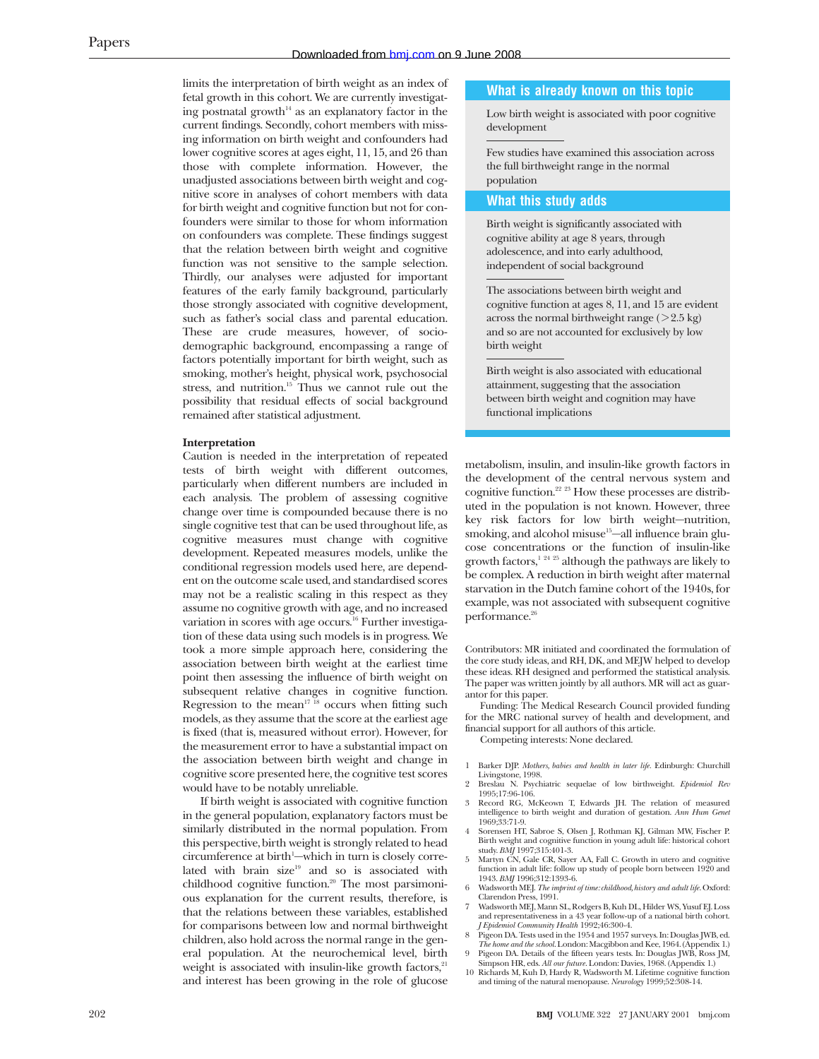limits the interpretation of birth weight as an index of fetal growth in this cohort. We are currently investigating postnatal growth[14] as an explanatory factor in the current findings. Secondly, cohort members with missing information on birth weight and confounders had lower cognitive scores at ages eight, 11, 15, and 26 than those with complete information. However, the unadjusted associations between birth weight and cognitive score in analyses of cohort members with data for birth weight and cognitive function but not for confounders were similar to those for whom information on confounders was complete. These findings suggest that the relation between birth weight and cognitive function was not sensitive to the sample selection. Thirdly, our analyses were adjusted for important features of the early family background, particularly those strongly associated with cognitive development, such as father's social class and parental education. These are crude measures, however, of sociodemographic background, encompassing a range of factors potentially important for birth weight, such as smoking, mother's height, physical work, psychosocial stress, and nutrition.[15] Thus we cannot rule out the possibility that residual effects of social background remained after statistical adjustment.

**Interpretation**

Caution is needed in the interpretation of repeated tests of birth weight with different outcomes, particularly when different numbers are included in each analysis. The problem of assessing cognitive change over time is compounded because there is no single cognitive test that can be used throughout life, as cognitive measures must change with cognitive development. Repeated measures models, unlike the conditional regression models used here, are dependent on the outcome scale used, and standardised scores may not be a realistic scaling in this respect as they assume no cognitive growth with age, and no increased variation in scores with age occurs.[16] Further investigation of these data using such models is in progress. We took a more simple approach here, considering the association between birth weight at the earliest time point then assessing the influence of birth weight on subsequent relative changes in cognitive function. Regression to the mean[17 18] occurs when fitting such models, as they assume that the score at the earliest age is fixed (that is, measured without error). However, for the measurement error to have a substantial impact on the association between birth weight and change in cognitive score presented here, the cognitive test scores would have to be notably unreliable.

If birth weight is associated with cognitive function in the general population, explanatory factors must be similarly distributed in the normal population. From this perspective, birth weight is strongly related to head circumference at birth[1]—which in turn is closely correlated with brain size[19] and so is associated with childhood cognitive function.[20] The most parsimonious explanation for the current results, therefore, is that the relations between these variables, established for comparisons between low and normal birthweight children, also hold across the normal range in the general population. At the neurochemical level, birth weight is associated with insulin-like growth factors,[21] and interest has been growing in the role of glucose metabolism, insulin, and insulin-like growth factors in the development of the central nervous system and cognitive function.[22 23] How these processes are distributed in the population is not known. However, three key risk factors for low birth weight—nutrition, smoking, and alcohol misuse[15]—all influence brain glucose concentrations or the function of insulin-like growth factors,[1 24 25] although the pathways are likely to be complex. A reduction in birth weight after maternal starvation in the Dutch famine cohort of the 1940s, for example, was not associated with subsequent cognitive performance.[26]

## What is already known on this topic

Low birth weight is associated with poor cognitive development

Few studies have examined this association across the full birthweight range in the normal population

## What this study adds

Birth weight is significantly associated with cognitive ability at age 8 years, through adolescence, and into early adulthood, independent of social background

The associations between birth weight and cognitive function at ages 8, 11, and 15 are evident across the normal birthweight range (>2.5 kg) and so are not accounted for exclusively by low birth weight

Birth weight is also associated with educational attainment, suggesting that the association between birth weight and cognition may have functional implications

Contributors: MR initiated and coordinated the formulation of the core study ideas, and RH, DK, and MEJW helped to develop these ideas. RH designed and performed the statistical analysis. The paper was written jointly by all authors. MR will act as guarantor for this paper.

Funding: The Medical Research Council provided funding for the MRC national survey of health and development, and financial support for all authors of this article.

Competing interests: None declared.

1. Barker DJP. *Mothers, babies and health in later life.* Edinburgh: Churchill Livingstone, 1998.
2. Breslau N. Psychiatric sequelae of low birthweight. *Epidemiol Rev* 1995;17:96-106.
3. Record RG, McKeown T, Edwards JH. The relation of measured intelligence to birth weight and duration of gestation. *Ann Hum Genet* 1969;33:71-9.
4. Sorensen HT, Sabroe S, Olsen J, Rothman KJ, Gilman MW, Fischer P. Birth weight and cognitive function in young adult life: historical cohort study. *BMJ* 1997;315:401-3.
5. Martyn CN, Gale CR, Sayer AA, Fall C. Growth in utero and cognitive function in adult life: follow up study of people born between 1920 and 1943. *BMJ* 1996;312:1393-6.
6. Wadsworth MEJ. *The imprint of time: childhood, history and adult life.* Oxford: Clarendon Press, 1991.
7. Wadsworth MEJ, Mann SL, Rodgers B, Kuh DL, Hilder WS, Yusuf EJ. Loss and representativeness in a 43 year follow-up of a national birth cohort. *J Epidemiol Community Health* 1992;46:300-4.
8. Pigeon DA. Tests used in the 1954 and 1957 surveys. In: Douglas JWB, ed. *The home and the school.* London: Macgibbon and Kee, 1964. (Appendix 1.)
9. Pigeon DA. Details of the fifteen years tests. In: Douglas JWB, Ross JM, Simpson HR, eds. *All our future.* London: Davies, 1968. (Appendix 1.)
10. Richards M, Kuh D, Hardy R, Wadsworth M. Lifetime cognitive function and timing of the natural menopause. *Neurology* 1999;52:308-14.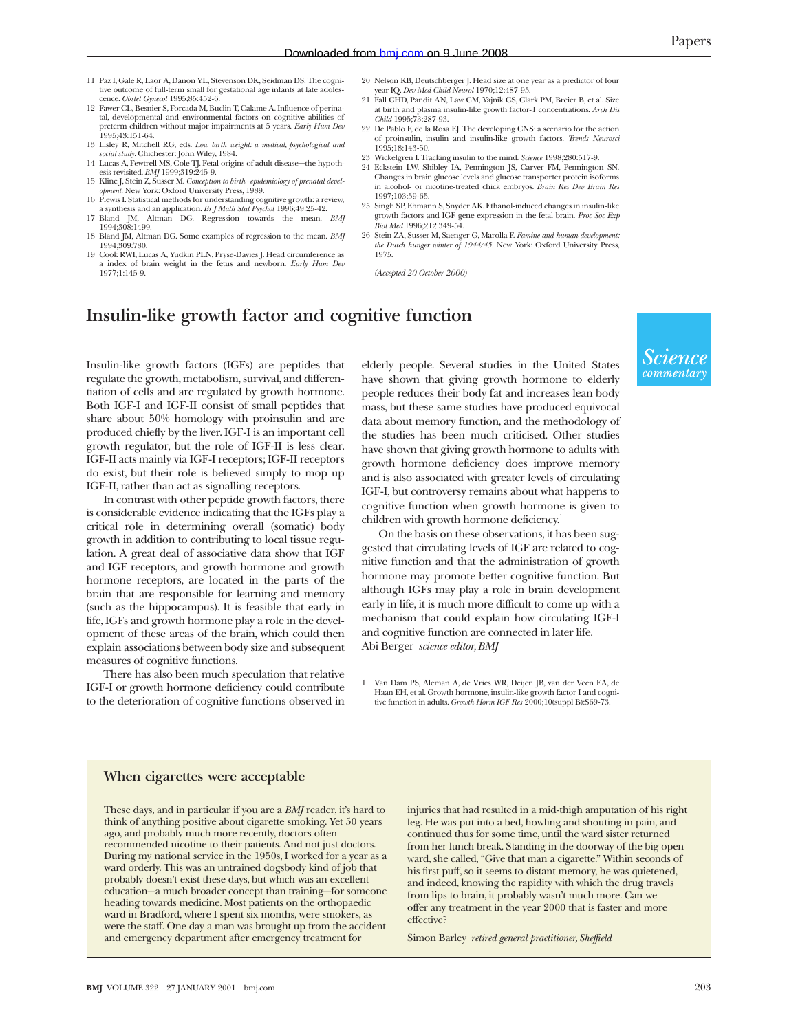11 Paz I, Gale R, Laor A, Danon YL, Stevenson DK, Seidman DS. The cognitive outcome of full-term small for gestational age infants at late adolescence. *Obstet Gynecol* 1995;85:452-6.
12 Fawer CL, Besnier S, Forcada M, Buclin T, Calame A. Influence of perinatal, developmental and environmental factors on cognitive abilities of preterm children without major impairments at 5 years. *Early Hum Dev* 1995;43:151-64.
13 Illsley R, Mitchell RG, eds. *Low birth weight: a medical, psychological and social study.* Chichester: John Wiley, 1984.
14 Lucas A, Fewtrell MS, Cole TJ. Fetal origins of adult disease—the hypothesis revisited. *BMJ* 1999;319:245-9.
15 Kline J, Stein Z, Susser M. *Conception to birth—epidemiology of prenatal development.* New York: Oxford University Press, 1989.
16 Plewis I. Statistical methods for understanding cognitive growth: a review, a synthesis and an application. *Br J Math Stat Psychol* 1996;49:25-42.
17 Bland JM, Altman DG. Regression towards the mean. *BMJ* 1994;308:1499.
18 Bland JM, Altman DG. Some examples of regression to the mean. *BMJ* 1994;309:780.
19 Cook RWI, Lucas A, Yudkin PLN, Pryse-Davies J. Head circumference as a index of brain weight in the fetus and newborn. *Early Hum Dev* 1977;1:145-9.
20 Nelson KB, Deutschberger J. Head size at one year as a predictor of four year IQ. *Dev Med Child Neurol* 1970;12:487-95.
21 Fall CHD, Pandit AN, Law CM, Yajnik CS, Clark PM, Breier B, et al. Size at birth and plasma insulin-like growth factor-1 concentrations. *Arch Dis Child* 1995;73:287-93.
22 De Pablo F, de la Rosa EJ. The developing CNS: a scenario for the action of proinsulin, insulin and insulin-like growth factors. *Trends Neurosci* 1995;18:143-50.
23 Wickelgren I. Tracking insulin to the mind. *Science* 1998;280:517-9.
24 Eckstein LW, Shibley IA, Pennington JS, Carver FM, Pennington SN. Changes in brain glucose levels and glucose transporter protein isoforms in alcohol- or nicotine-treated chick embryos. *Brain Res Dev Brain Res* 1997;103:59-65.
25 Singh SP, Ehmann S, Snyder AK. Ethanol-induced changes in insulin-like growth factors and IGF gene expression in the fetal brain. *Proc Soc Exp Biol Med* 1996;212:349-54.
26 Stein ZA, Susser M, Saenger G, Marolla F. *Famine and human development: the Dutch hunger winter of 1944/45.* New York: Oxford University Press, 1975.

*(Accepted 20 October 2000)*

# Insulin-like growth factor and cognitive function

*Science commentary*

Insulin-like growth factors (IGFs) are peptides that regulate the growth, metabolism, survival, and differentiation of cells and are regulated by growth hormone. Both IGF-I and IGF-II consist of small peptides that share about 50% homology with proinsulin and are produced chiefly by the liver. IGF-I is an important cell growth regulator, but the role of IGF-II is less clear. IGF-II acts mainly via IGF-I receptors; IGF-II receptors do exist, but their role is believed simply to mop up IGF-II, rather than act as signalling receptors.

In contrast with other peptide growth factors, there is considerable evidence indicating that the IGFs play a critical role in determining overall (somatic) body growth in addition to contributing to local tissue regulation. A great deal of associative data show that IGF and IGF receptors, and growth hormone and growth hormone receptors, are located in the parts of the brain that are responsible for learning and memory (such as the hippocampus). It is feasible that early in life, IGFs and growth hormone play a role in the development of these areas of the brain, which could then explain associations between body size and subsequent measures of cognitive functions.

There has also been much speculation that relative IGF-I or growth hormone deficiency could contribute to the deterioration of cognitive functions observed in elderly people. Several studies in the United States have shown that giving growth hormone to elderly people reduces their body fat and increases lean body mass, but these same studies have produced equivocal data about memory function, and the methodology of the studies has been much criticised. Other studies have shown that giving growth hormone to adults with growth hormone deficiency does improve memory and is also associated with greater levels of circulating IGF-I, but controversy remains about what happens to cognitive function when growth hormone is given to children with growth hormone deficiency.[1]

On the basis on these observations, it has been suggested that circulating levels of IGF are related to cognitive function and that the administration of growth hormone may promote better cognitive function. But although IGFs may play a role in brain development early in life, it is much more difficult to come up with a mechanism that could explain how circulating IGF-I and cognitive function are connected in later life.

Abi Berger *science editor, BMJ*

1 Van Dam PS, Aleman A, de Vries WR, Deijen JB, van der Veen EA, de Haan EH, et al. Growth hormone, insulin-like growth factor I and cognitive function in adults. *Growth Horm IGF Res* 2000;10(suppl B):S69-73.

## When cigarettes were acceptable

These days, and in particular if you are a *BMJ* reader, it's hard to think of anything positive about cigarette smoking. Yet 50 years ago, and probably much more recently, doctors often recommended nicotine to their patients. And not just doctors. During my national service in the 1950s, I worked for a year as a ward orderly. This was an untrained dogsbody kind of job that probably doesn't exist these days, but which was an excellent education—a much broader concept than training—for someone heading towards medicine. Most patients on the orthopaedic ward in Bradford, where I spent six months, were smokers, as were the staff. One day a man was brought up from the accident and emergency department after emergency treatment for injuries that had resulted in a mid-thigh amputation of his right leg. He was put into a bed, howling and shouting in pain, and continued thus for some time, until the ward sister returned from her lunch break. Standing in the doorway of the big open ward, she called, "Give that man a cigarette." Within seconds of his first puff, so it seems to distant memory, he was quietened, and indeed, knowing the rapidity with which the drug travels from lips to brain, it probably wasn't much more. Can we offer any treatment in the year 2000 that is faster and more effective?

Simon Barley *retired general practitioner, Sheffield*